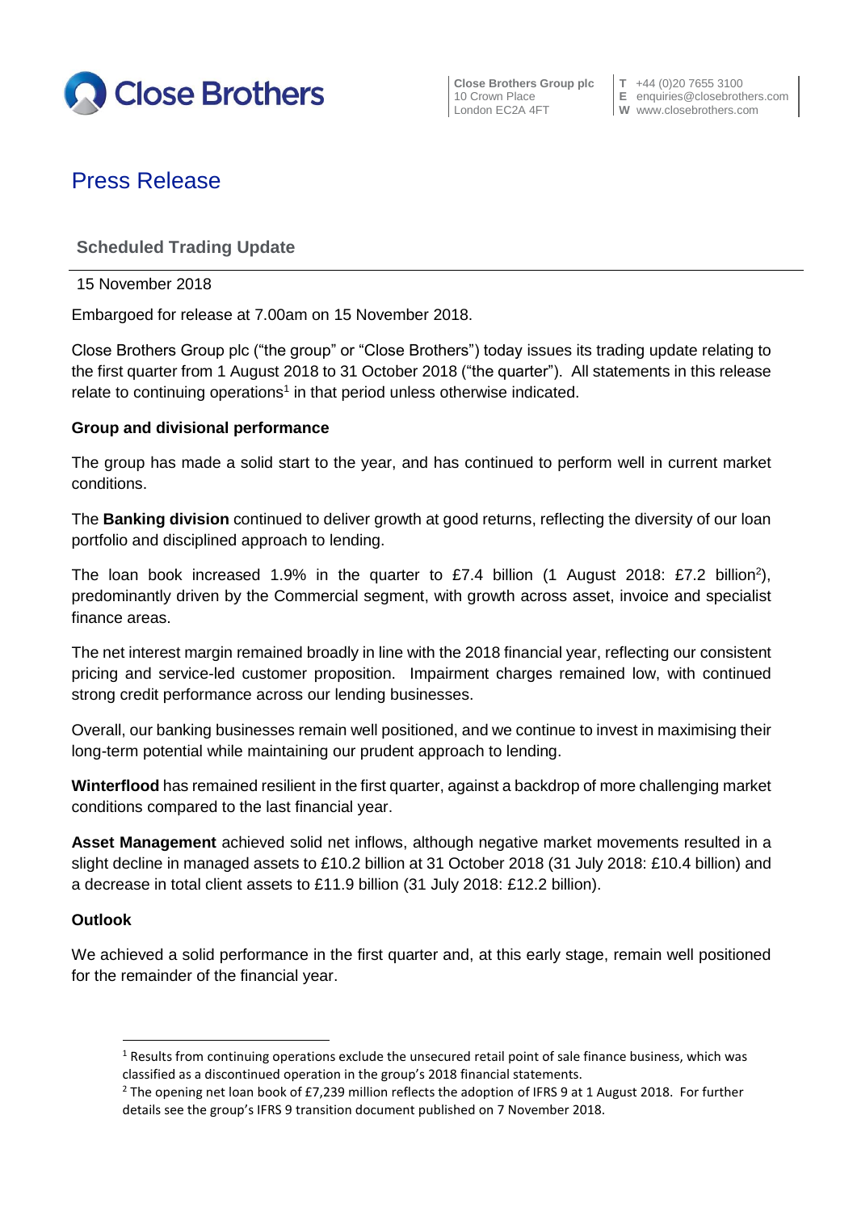Close Brothers

Close Brothers Group plc
10 Crown Place
London EC2A 4FT

T +44 (0)20 7655 3100
E enquiries@closebrothers.com
W www.closebrothers.com

# Press Release

## Scheduled Trading Update

15 November 2018

Embargoed for release at 7.00am on 15 November 2018.

Close Brothers Group plc ("the group" or "Close Brothers") today issues its trading update relating to the first quarter from 1 August 2018 to 31 October 2018 ("the quarter"). All statements in this release relate to continuing operations[1] in that period unless otherwise indicated.

### Group and divisional performance

The group has made a solid start to the year, and has continued to perform well in current market conditions.

The **Banking division** continued to deliver growth at good returns, reflecting the diversity of our loan portfolio and disciplined approach to lending.

The loan book increased 1.9% in the quarter to £7.4 billion (1 August 2018: £7.2 billion[2]), predominantly driven by the Commercial segment, with growth across asset, invoice and specialist finance areas.

The net interest margin remained broadly in line with the 2018 financial year, reflecting our consistent pricing and service-led customer proposition. Impairment charges remained low, with continued strong credit performance across our lending businesses.

Overall, our banking businesses remain well positioned, and we continue to invest in maximising their long-term potential while maintaining our prudent approach to lending.

**Winterflood** has remained resilient in the first quarter, against a backdrop of more challenging market conditions compared to the last financial year.

**Asset Management** achieved solid net inflows, although negative market movements resulted in a slight decline in managed assets to £10.2 billion at 31 October 2018 (31 July 2018: £10.4 billion) and a decrease in total client assets to £11.9 billion (31 July 2018: £12.2 billion).

### Outlook

We achieved a solid performance in the first quarter and, at this early stage, remain well positioned for the remainder of the financial year.

---

[1] Results from continuing operations exclude the unsecured retail point of sale finance business, which was classified as a discontinued operation in the group's 2018 financial statements.

[2] The opening net loan book of £7,239 million reflects the adoption of IFRS 9 at 1 August 2018. For further details see the group's IFRS 9 transition document published on 7 November 2018.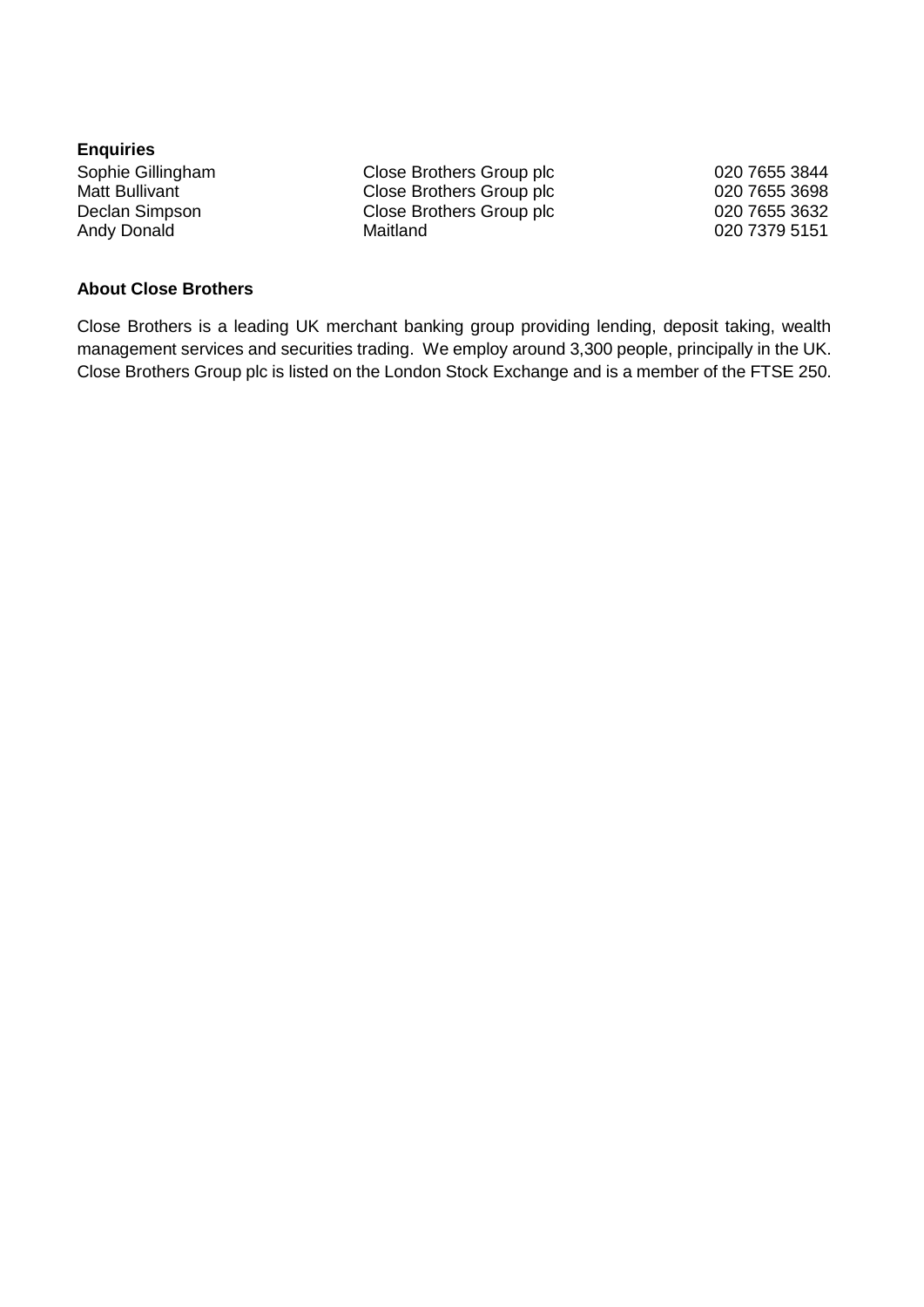**Enquiries**

| | | |
|---|---|---|
| Sophie Gillingham | Close Brothers Group plc | 020 7655 3844 |
| Matt Bullivant | Close Brothers Group plc | 020 7655 3698 |
| Declan Simpson | Close Brothers Group plc | 020 7655 3632 |
| Andy Donald | Maitland | 020 7379 5151 |

**About Close Brothers**

Close Brothers is a leading UK merchant banking group providing lending, deposit taking, wealth management services and securities trading. We employ around 3,300 people, principally in the UK. Close Brothers Group plc is listed on the London Stock Exchange and is a member of the FTSE 250.